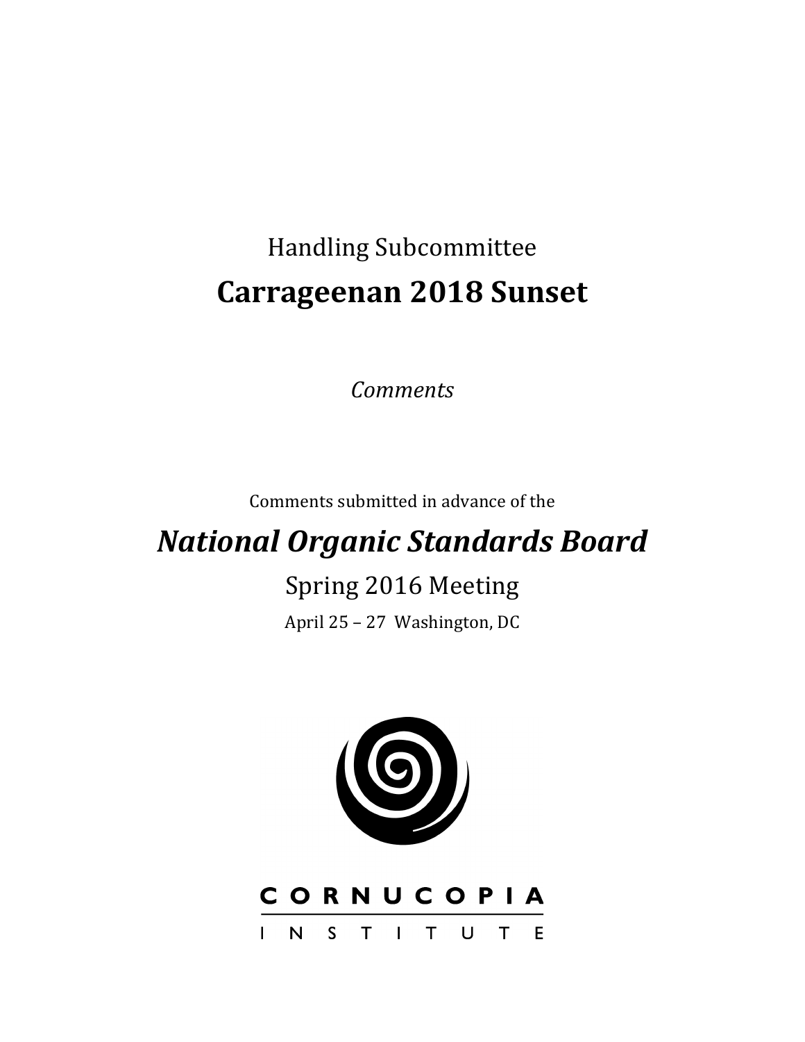Handling Subcommittee

# Carrageenan 2018 Sunset

*Comments*

Comments submitted in advance of the

## *National Organic Standards Board*

Spring 2016 Meeting

April 25 – 27 Washington, DC

CORNUCOPIA

INSTITUTE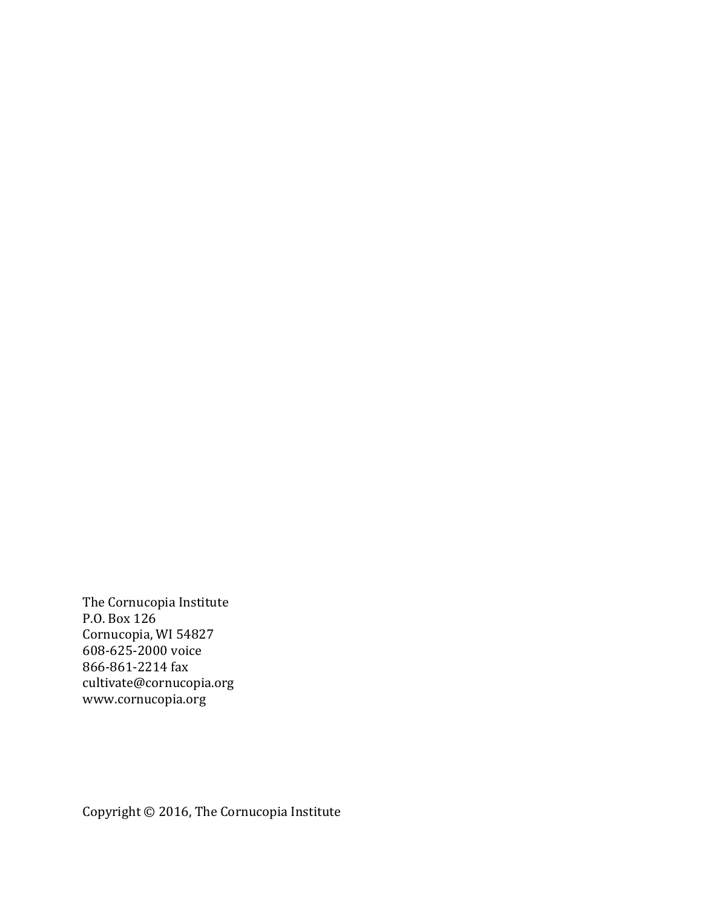The Cornucopia Institute
P.O. Box 126
Cornucopia, WI 54827
608-625-2000 voice
866-861-2214 fax
cultivate@cornucopia.org
www.cornucopia.org

Copyright © 2016, The Cornucopia Institute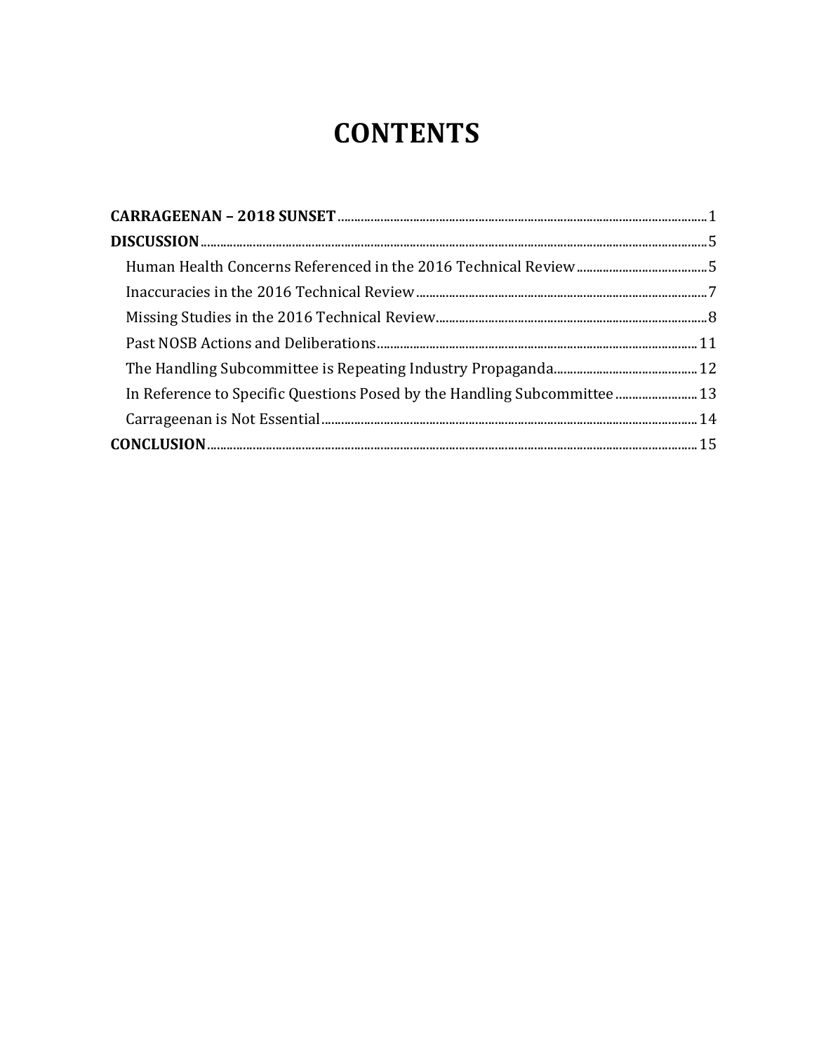# CONTENTS

**CARRAGEENAN – 2018 SUNSET** ........ 1

**DISCUSSION** ........ 5

- Human Health Concerns Referenced in the 2016 Technical Review ........ 5
- Inaccuracies in the 2016 Technical Review ........ 7
- Missing Studies in the 2016 Technical Review ........ 8
- Past NOSB Actions and Deliberations ........ 11
- The Handling Subcommittee is Repeating Industry Propaganda ........ 12
- In Reference to Specific Questions Posed by the Handling Subcommittee ........ 13
- Carrageenan is Not Essential ........ 14

**CONCLUSION** ........ 15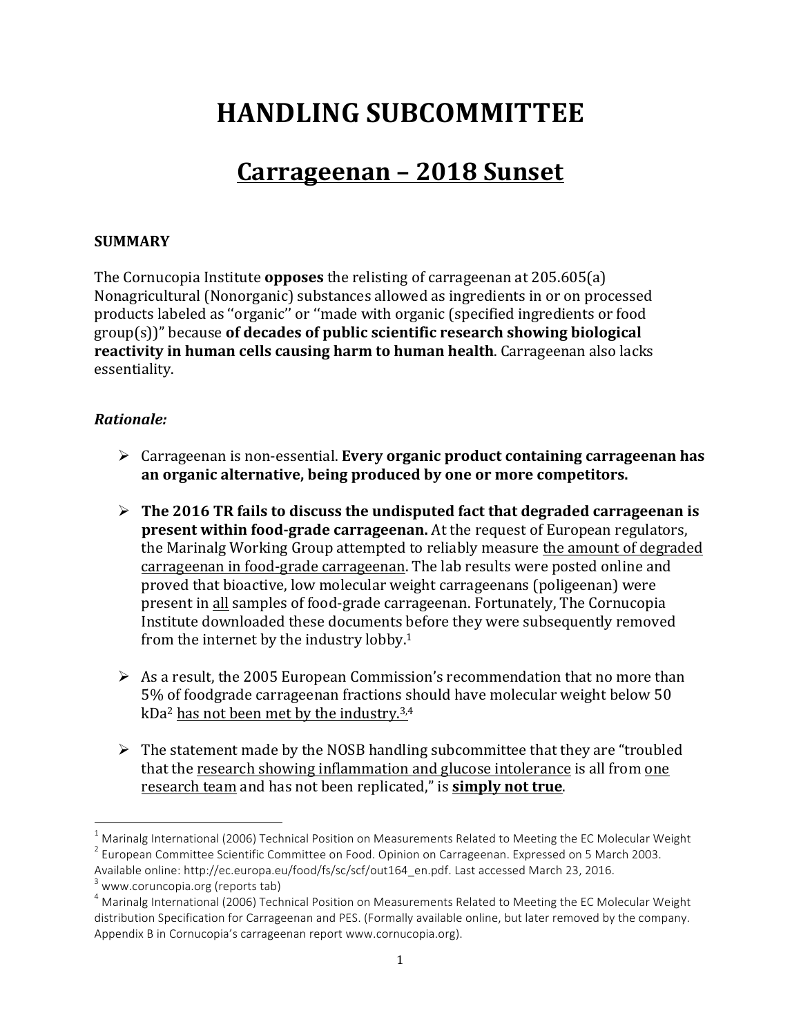# HANDLING SUBCOMMITTEE

## Carrageenan – 2018 Sunset

**SUMMARY**

The Cornucopia Institute **opposes** the relisting of carrageenan at 205.605(a) Nonagricultural (Nonorganic) substances allowed as ingredients in or on processed products labeled as ''organic'' or ''made with organic (specified ingredients or food group(s))" because **of decades of public scientific research showing biological reactivity in human cells causing harm to human health**. Carrageenan also lacks essentiality.

***Rationale:***

- Carrageenan is non-essential. **Every organic product containing carrageenan has an organic alternative, being produced by one or more competitors.**
- **The 2016 TR fails to discuss the undisputed fact that degraded carrageenan is present within food-grade carrageenan.** At the request of European regulators, the Marinalg Working Group attempted to reliably measure the amount of degraded carrageenan in food-grade carrageenan. The lab results were posted online and proved that bioactive, low molecular weight carrageenans (poligeenan) were present in all samples of food-grade carrageenan. Fortunately, The Cornucopia Institute downloaded these documents before they were subsequently removed from the internet by the industry lobby.[1]
- As a result, the 2005 European Commission's recommendation that no more than 5% of foodgrade carrageenan fractions should have molecular weight below 50 kDa[2] has not been met by the industry.[3,4]
- The statement made by the NOSB handling subcommittee that they are "troubled that the research showing inflammation and glucose intolerance is all from one research team and has not been replicated," is ***simply not true***.

---

[1] Marinalg International (2006) Technical Position on Measurements Related to Meeting the EC Molecular Weight

[2] European Committee Scientific Committee on Food. Opinion on Carrageenan. Expressed on 5 March 2003. Available online: http://ec.europa.eu/food/fs/sc/scf/out164_en.pdf. Last accessed March 23, 2016.

[3] www.coruncopia.org (reports tab)

[4] Marinalg International (2006) Technical Position on Measurements Related to Meeting the EC Molecular Weight distribution Specification for Carrageenan and PES. (Formally available online, but later removed by the company. Appendix B in Cornucopia's carrageenan report www.cornucopia.org).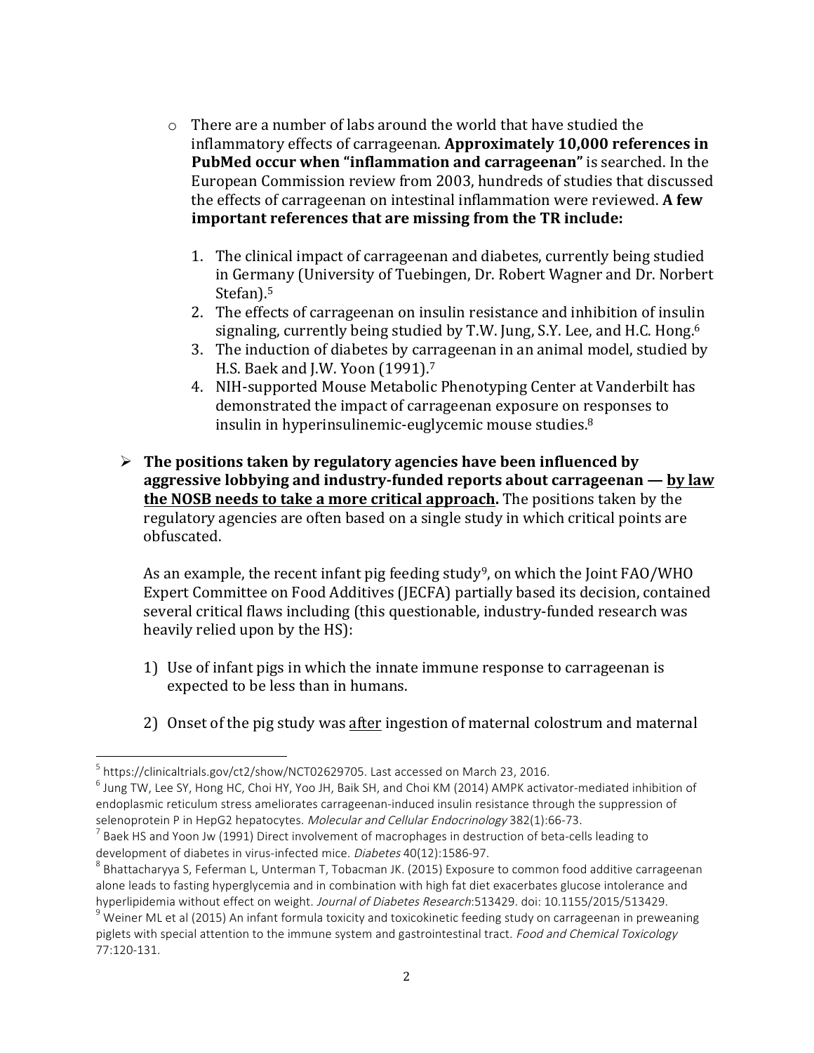- There are a number of labs around the world that have studied the inflammatory effects of carrageenan. **Approximately 10,000 references in PubMed occur when "inflammation and carrageenan"** is searched. In the European Commission review from 2003, hundreds of studies that discussed the effects of carrageenan on intestinal inflammation were reviewed. **A few important references that are missing from the TR include:**

  1. The clinical impact of carrageenan and diabetes, currently being studied in Germany (University of Tuebingen, Dr. Robert Wagner and Dr. Norbert Stefan).[5]
  2. The effects of carrageenan on insulin resistance and inhibition of insulin signaling, currently being studied by T.W. Jung, S.Y. Lee, and H.C. Hong.[6]
  3. The induction of diabetes by carrageenan in an animal model, studied by H.S. Baek and J.W. Yoon (1991).[7]
  4. NIH-supported Mouse Metabolic Phenotyping Center at Vanderbilt has demonstrated the impact of carrageenan exposure on responses to insulin in hyperinsulinemic-euglycemic mouse studies.[8]

- **The positions taken by regulatory agencies have been influenced by aggressive lobbying and industry-funded reports about carrageenan — <u>by law the NOSB needs to take a more critical approach</u>.** The positions taken by the regulatory agencies are often based on a single study in which critical points are obfuscated.

  As an example, the recent infant pig feeding study[9], on which the Joint FAO/WHO Expert Committee on Food Additives (JECFA) partially based its decision, contained several critical flaws including (this questionable, industry-funded research was heavily relied upon by the HS):

  1) Use of infant pigs in which the innate immune response to carrageenan is expected to be less than in humans.

  2) Onset of the pig study was <u>after</u> ingestion of maternal colostrum and maternal

---

[5] https://clinicaltrials.gov/ct2/show/NCT02629705. Last accessed on March 23, 2016.

[6] Jung TW, Lee SY, Hong HC, Choi HY, Yoo JH, Baik SH, and Choi KM (2014) AMPK activator-mediated inhibition of endoplasmic reticulum stress ameliorates carrageenan-induced insulin resistance through the suppression of selenoprotein P in HepG2 hepatocytes. *Molecular and Cellular Endocrinology* 382(1):66-73.

[7] Baek HS and Yoon Jw (1991) Direct involvement of macrophages in destruction of beta-cells leading to development of diabetes in virus-infected mice. *Diabetes* 40(12):1586-97.

[8] Bhattacharyya S, Feferman L, Unterman T, Tobacman JK. (2015) Exposure to common food additive carrageenan alone leads to fasting hyperglycemia and in combination with high fat diet exacerbates glucose intolerance and hyperlipidemia without effect on weight. *Journal of Diabetes Research*:513429. doi: 10.1155/2015/513429.

[9] Weiner ML et al (2015) An infant formula toxicity and toxicokinetic feeding study on carrageenan in preweaning piglets with special attention to the immune system and gastrointestinal tract. *Food and Chemical Toxicology* 77:120-131.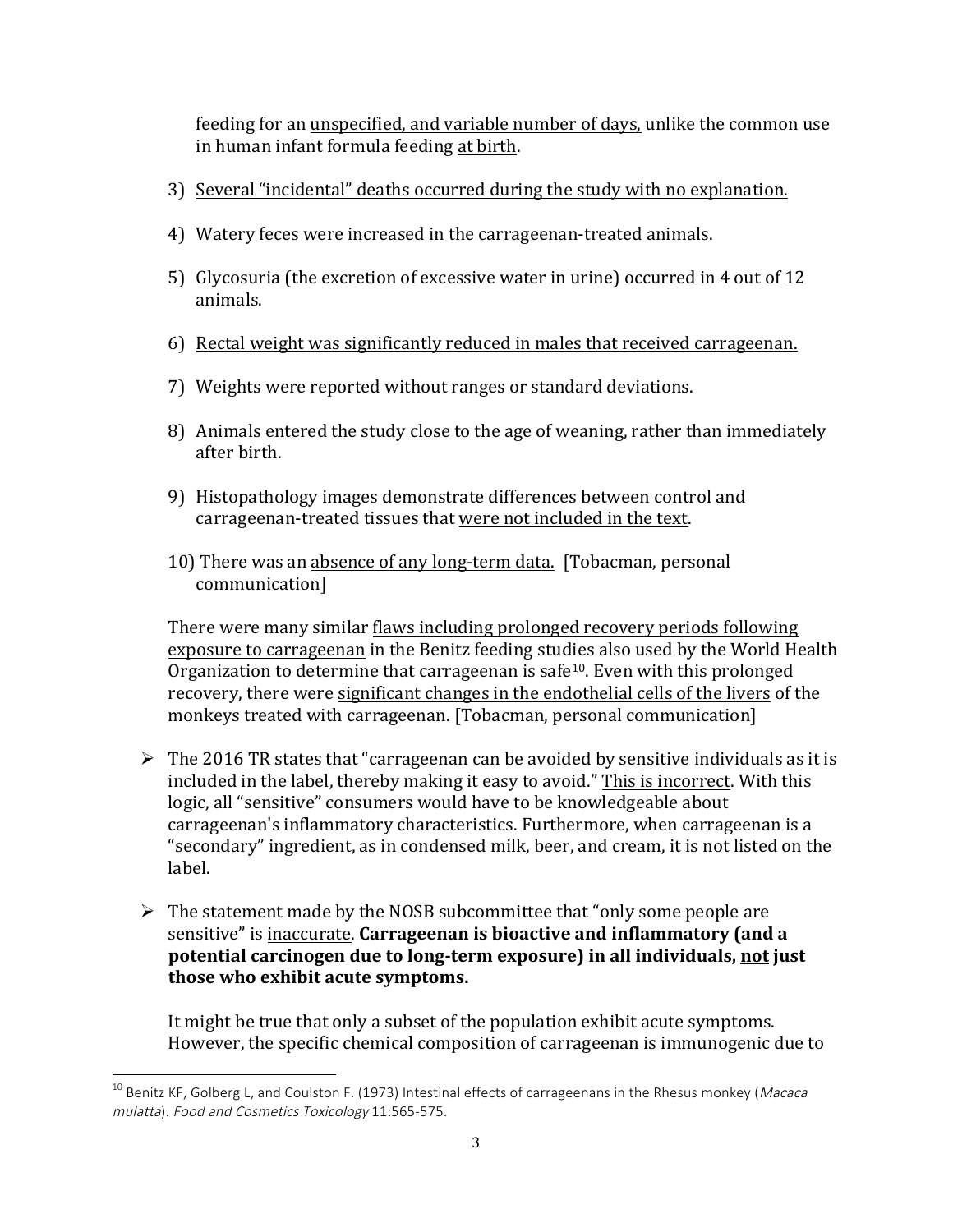feeding for an <u>unspecified, and variable number of days,</u> unlike the common use in human infant formula feeding <u>at birth</u>.

3) <u>Several "incidental" deaths occurred during the study with no explanation.</u>

4) Watery feces were increased in the carrageenan-treated animals.

5) Glycosuria (the excretion of excessive water in urine) occurred in 4 out of 12 animals.

6) <u>Rectal weight was significantly reduced in males that received carrageenan.</u>

7) Weights were reported without ranges or standard deviations.

8) Animals entered the study <u>close to the age of weaning</u>, rather than immediately after birth.

9) Histopathology images demonstrate differences between control and carrageenan-treated tissues that <u>were not included in the text</u>.

10) There was an <u>absence of any long-term data.</u> [Tobacman, personal communication]

There were many similar <u>flaws including prolonged recovery periods following exposure to carrageenan</u> in the Benitz feeding studies also used by the World Health Organization to determine that carrageenan is safe[10]. Even with this prolonged recovery, there were <u>significant changes in the endothelial cells of the livers</u> of the monkeys treated with carrageenan. [Tobacman, personal communication]

- The 2016 TR states that "carrageenan can be avoided by sensitive individuals as it is included in the label, thereby making it easy to avoid." <u>This is incorrect</u>. With this logic, all "sensitive" consumers would have to be knowledgeable about carrageenan's inflammatory characteristics. Furthermore, when carrageenan is a "secondary" ingredient, as in condensed milk, beer, and cream, it is not listed on the label.

- The statement made by the NOSB subcommittee that "only some people are sensitive" is <u>inaccurate</u>. **Carrageenan is bioactive and inflammatory (and a potential carcinogen due to long-term exposure) in all individuals, <u>not</u> just those who exhibit acute symptoms.**

It might be true that only a subset of the population exhibit acute symptoms. However, the specific chemical composition of carrageenan is immunogenic due to

[10] Benitz KF, Golberg L, and Coulston F. (1973) Intestinal effects of carrageenans in the Rhesus monkey (*Macaca mulatta*). *Food and Cosmetics Toxicology* 11:565-575.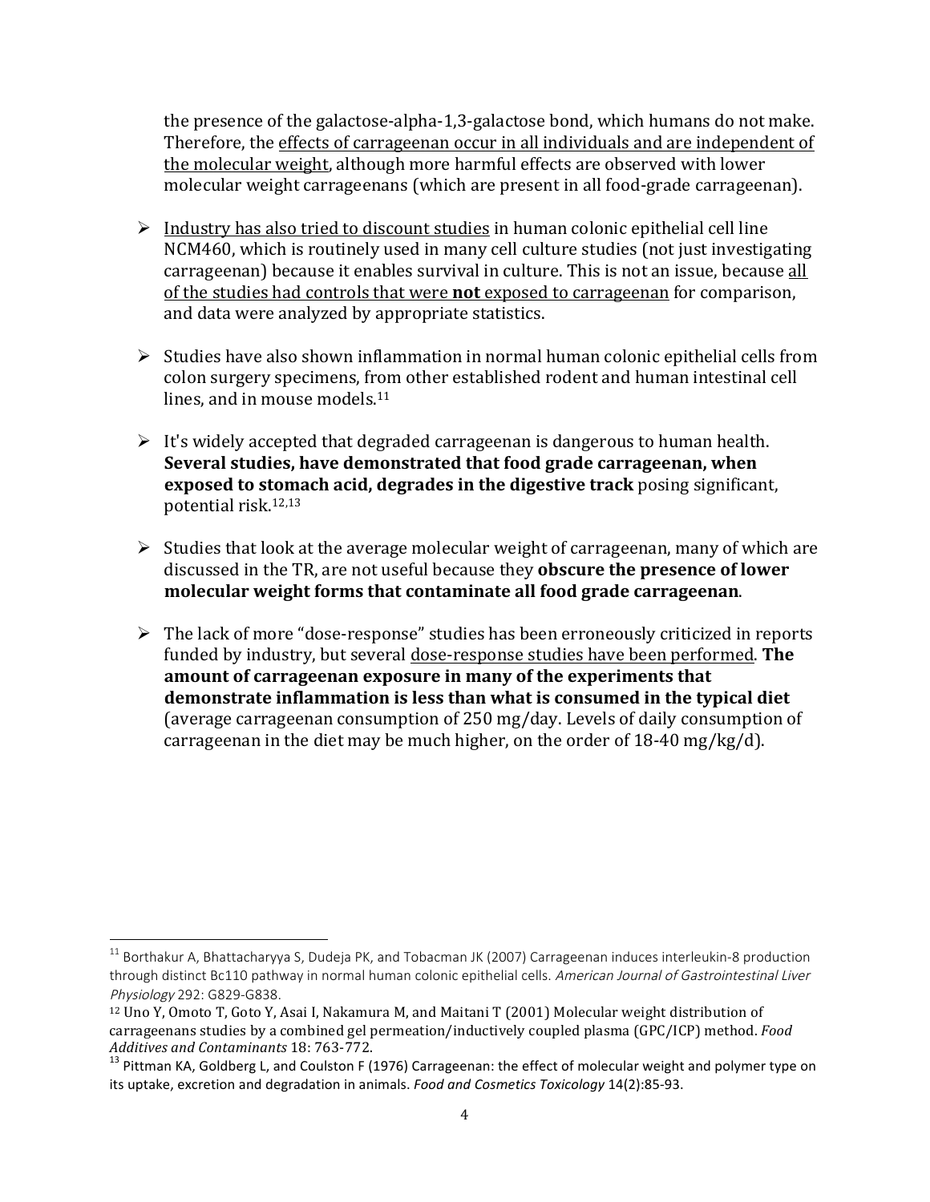the presence of the galactose-alpha-1,3-galactose bond, which humans do not make. Therefore, the <u>effects of carrageenan occur in all individuals and are independent of the molecular weight</u>, although more harmful effects are observed with lower molecular weight carrageenans (which are present in all food-grade carrageenan).

- <u>Industry has also tried to discount studies</u> in human colonic epithelial cell line NCM460, which is routinely used in many cell culture studies (not just investigating carrageenan) because it enables survival in culture. This is not an issue, because <u>all of the studies had controls that were **not** exposed to carrageenan</u> for comparison, and data were analyzed by appropriate statistics.

- Studies have also shown inflammation in normal human colonic epithelial cells from colon surgery specimens, from other established rodent and human intestinal cell lines, and in mouse models.[11]

- It's widely accepted that degraded carrageenan is dangerous to human health. **Several studies, have demonstrated that food grade carrageenan, when exposed to stomach acid, degrades in the digestive track** posing significant, potential risk.[12,13]

- Studies that look at the average molecular weight of carrageenan, many of which are discussed in the TR, are not useful because they **obscure the presence of lower molecular weight forms that contaminate all food grade carrageenan**.

- The lack of more "dose-response" studies has been erroneously criticized in reports funded by industry, but several <u>dose-response studies have been performed</u>. **The amount of carrageenan exposure in many of the experiments that demonstrate inflammation is less than what is consumed in the typical diet** (average carrageenan consumption of 250 mg/day. Levels of daily consumption of carrageenan in the diet may be much higher, on the order of 18-40 mg/kg/d).

---

[11] Borthakur A, Bhattacharyya S, Dudeja PK, and Tobacman JK (2007) Carrageenan induces interleukin-8 production through distinct Bc110 pathway in normal human colonic epithelial cells. *American Journal of Gastrointestinal Liver Physiology* 292: G829-G838.

[12] Uno Y, Omoto T, Goto Y, Asai I, Nakamura M, and Maitani T (2001) Molecular weight distribution of carrageenans studies by a combined gel permeation/inductively coupled plasma (GPC/ICP) method. *Food Additives and Contaminants* 18: 763-772.

[13] Pittman KA, Goldberg L, and Coulston F (1976) Carrageenan: the effect of molecular weight and polymer type on its uptake, excretion and degradation in animals. *Food and Cosmetics Toxicology* 14(2):85-93.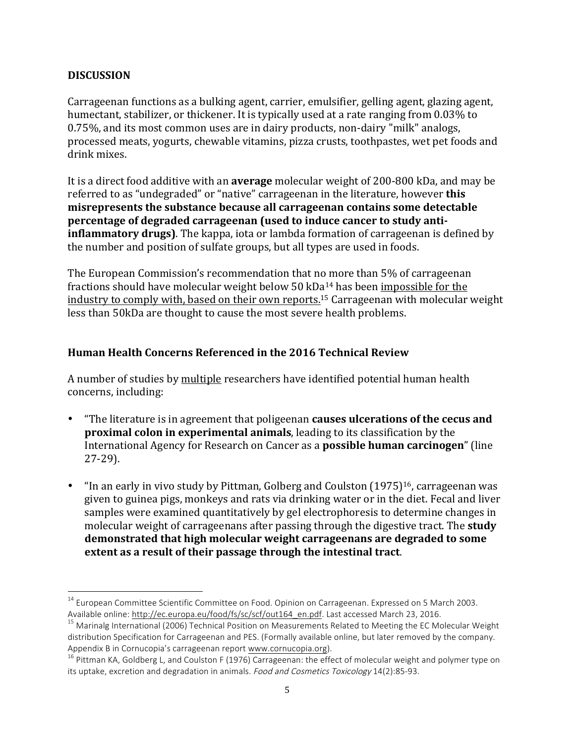**DISCUSSION**

Carrageenan functions as a bulking agent, carrier, emulsifier, gelling agent, glazing agent, humectant, stabilizer, or thickener. It is typically used at a rate ranging from 0.03% to 0.75%, and its most common uses are in dairy products, non-dairy "milk" analogs, processed meats, yogurts, chewable vitamins, pizza crusts, toothpastes, wet pet foods and drink mixes.

It is a direct food additive with an **average** molecular weight of 200-800 kDa, and may be referred to as "undegraded" or "native" carrageenan in the literature, however **this misrepresents the substance because all carrageenan contains some detectable percentage of degraded carrageenan (used to induce cancer to study anti-inflammatory drugs)**. The kappa, iota or lambda formation of carrageenan is defined by the number and position of sulfate groups, but all types are used in foods.

The European Commission's recommendation that no more than 5% of carrageenan fractions should have molecular weight below 50 kDa[14] has been <u>impossible for the industry to comply with, based on their own reports.</u>[15] Carrageenan with molecular weight less than 50kDa are thought to cause the most severe health problems.

### Human Health Concerns Referenced in the 2016 Technical Review

A number of studies by <u>multiple</u> researchers have identified potential human health concerns, including:

- "The literature is in agreement that poligeenan **causes ulcerations of the cecus and proximal colon in experimental animals**, leading to its classification by the International Agency for Research on Cancer as a **possible human carcinogen**" (line 27-29).
- "In an early in vivo study by Pittman, Golberg and Coulston (1975)[16], carrageenan was given to guinea pigs, monkeys and rats via drinking water or in the diet. Fecal and liver samples were examined quantitatively by gel electrophoresis to determine changes in molecular weight of carrageenans after passing through the digestive tract. The **study demonstrated that high molecular weight carrageenans are degraded to some extent as a result of their passage through the intestinal tract**.

---

[14] European Committee Scientific Committee on Food. Opinion on Carrageenan. Expressed on 5 March 2003. Available online: http://ec.europa.eu/food/fs/sc/scf/out164_en.pdf. Last accessed March 23, 2016.

[15] Marinalg International (2006) Technical Position on Measurements Related to Meeting the EC Molecular Weight distribution Specification for Carrageenan and PES. (Formally available online, but later removed by the company. Appendix B in Cornucopia's carrageenan report www.cornucopia.org).

[16] Pittman KA, Goldberg L, and Coulston F (1976) Carrageenan: the effect of molecular weight and polymer type on its uptake, excretion and degradation in animals. *Food and Cosmetics Toxicology* 14(2):85-93.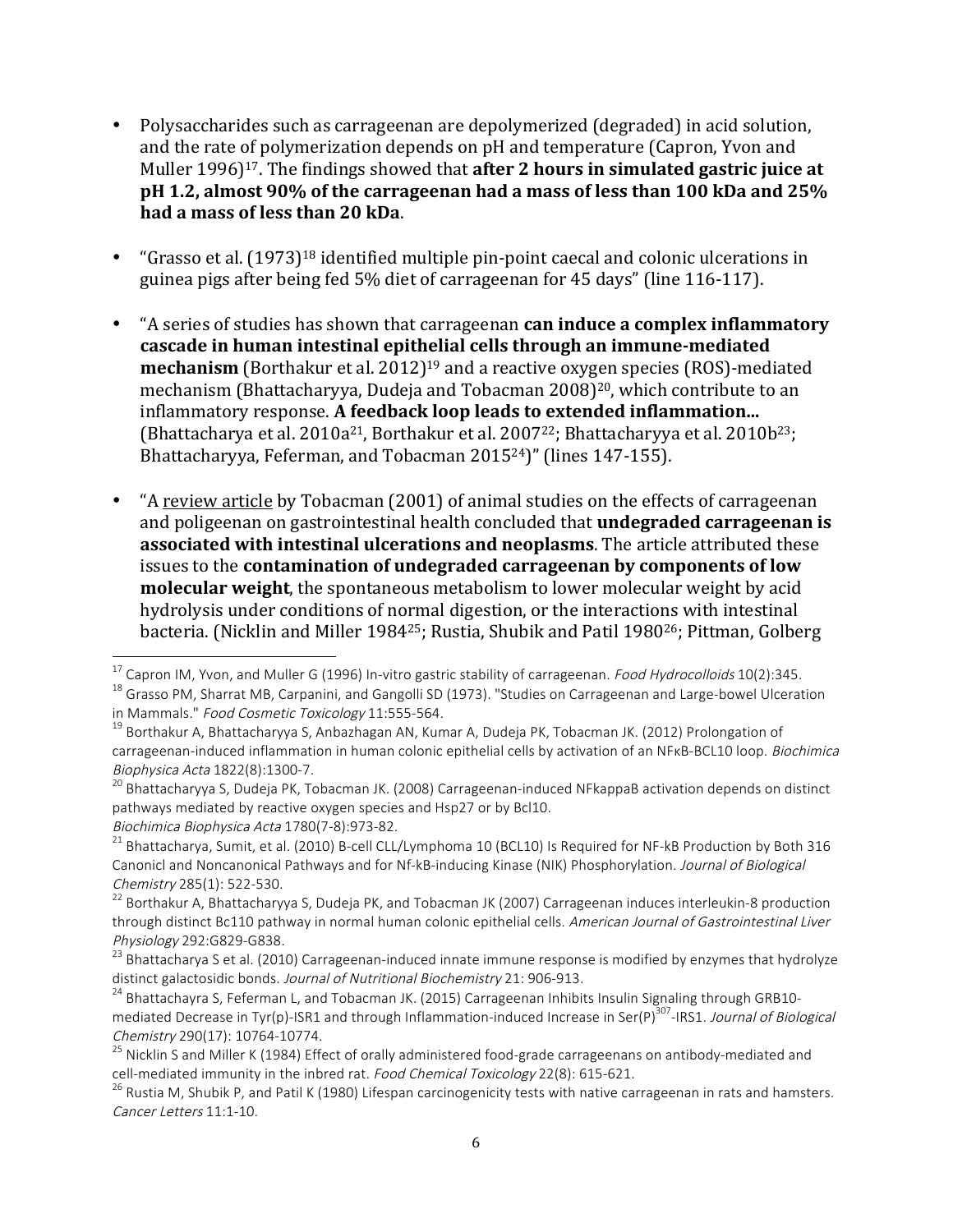- Polysaccharides such as carrageenan are depolymerized (degraded) in acid solution, and the rate of polymerization depends on pH and temperature (Capron, Yvon and Muller 1996)[17]. The findings showed that **after 2 hours in simulated gastric juice at pH 1.2, almost 90% of the carrageenan had a mass of less than 100 kDa and 25% had a mass of less than 20 kDa**.

- "Grasso et al. (1973)[18] identified multiple pin-point caecal and colonic ulcerations in guinea pigs after being fed 5% diet of carrageenan for 45 days" (line 116-117).

- "A series of studies has shown that carrageenan **can induce a complex inflammatory cascade in human intestinal epithelial cells through an immune-mediated mechanism** (Borthakur et al. 2012)[19] and a reactive oxygen species (ROS)-mediated mechanism (Bhattacharyya, Dudeja and Tobacman 2008)[20], which contribute to an inflammatory response. **A feedback loop leads to extended inflammation...** (Bhattacharya et al. 2010a[21], Borthakur et al. 2007[22]; Bhattacharyya et al. 2010b[23]; Bhattacharyya, Feferman, and Tobacman 2015[24])" (lines 147-155).

- "A review article by Tobacman (2001) of animal studies on the effects of carrageenan and poligeenan on gastrointestinal health concluded that **undegraded carrageenan is associated with intestinal ulcerations and neoplasms**. The article attributed these issues to the **contamination of undegraded carrageenan by components of low molecular weight**, the spontaneous metabolism to lower molecular weight by acid hydrolysis under conditions of normal digestion, or the interactions with intestinal bacteria. (Nicklin and Miller 1984[25]; Rustia, Shubik and Patil 1980[26]; Pittman, Golberg

---

[17] Capron IM, Yvon, and Muller G (1996) In-vitro gastric stability of carrageenan. *Food Hydrocolloids* 10(2):345.

[18] Grasso PM, Sharrat MB, Carpanini, and Gangolli SD (1973). "Studies on Carrageenan and Large-bowel Ulceration in Mammals." *Food Cosmetic Toxicology* 11:555-564.

[19] Borthakur A, Bhattacharyya S, Anbazhagan AN, Kumar A, Dudeja PK, Tobacman JK. (2012) Prolongation of carrageenan-induced inflammation in human colonic epithelial cells by activation of an NFκB-BCL10 loop. *Biochimica Biophysica Acta* 1822(8):1300-7.

[20] Bhattacharyya S, Dudeja PK, Tobacman JK. (2008) Carrageenan-induced NFkappaB activation depends on distinct pathways mediated by reactive oxygen species and Hsp27 or by Bcl10. *Biochimica Biophysica Acta* 1780(7-8):973-82.

[21] Bhattacharya, Sumit, et al. (2010) B-cell CLL/Lymphoma 10 (BCL10) Is Required for NF-kB Production by Both 316 Canonicl and Noncanonical Pathways and for Nf-kB-inducing Kinase (NIK) Phosphorylation. *Journal of Biological Chemistry* 285(1): 522-530.

[22] Borthakur A, Bhattacharyya S, Dudeja PK, and Tobacman JK (2007) Carrageenan induces interleukin-8 production through distinct Bc110 pathway in normal human colonic epithelial cells. *American Journal of Gastrointestinal Liver Physiology* 292:G829-G838.

[23] Bhattacharya S et al. (2010) Carrageenan-induced innate immune response is modified by enzymes that hydrolyze distinct galactosidic bonds. *Journal of Nutritional Biochemistry* 21: 906-913.

[24] Bhattachayra S, Feferman L, and Tobacman JK. (2015) Carrageenan Inhibits Insulin Signaling through GRB10-mediated Decrease in Tyr(p)-ISR1 and through Inflammation-induced Increase in Ser(P)$^{307}$-IRS1. *Journal of Biological Chemistry* 290(17): 10764-10774.

[25] Nicklin S and Miller K (1984) Effect of orally administered food-grade carrageenans on antibody-mediated and cell-mediated immunity in the inbred rat. *Food Chemical Toxicology* 22(8): 615-621.

[26] Rustia M, Shubik P, and Patil K (1980) Lifespan carcinogenicity tests with native carrageenan in rats and hamsters. *Cancer Letters* 11:1-10.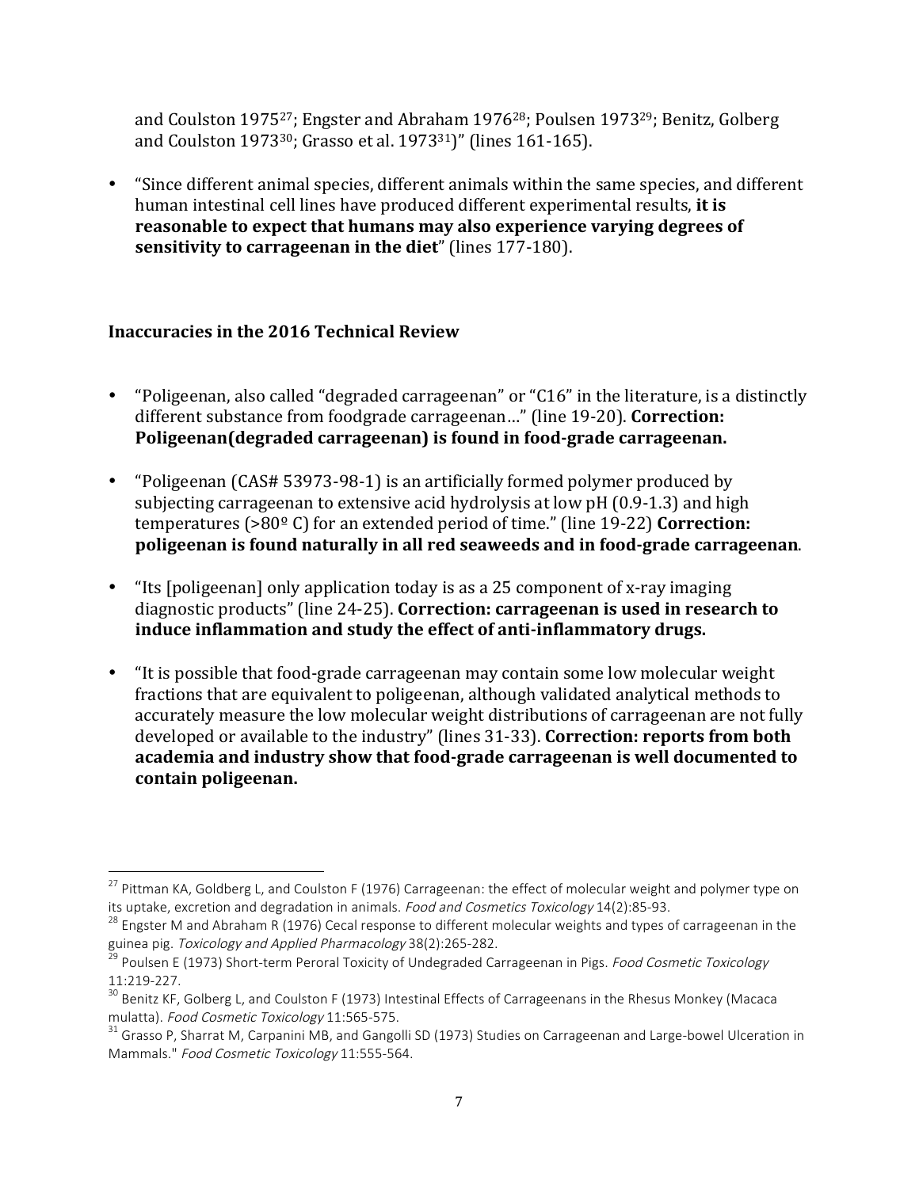and Coulston 1975[27]; Engster and Abraham 1976[28]; Poulsen 1973[29]; Benitz, Golberg and Coulston 1973[30]; Grasso et al. 1973[31])" (lines 161-165).

- "Since different animal species, different animals within the same species, and different human intestinal cell lines have produced different experimental results, **it is reasonable to expect that humans may also experience varying degrees of sensitivity to carrageenan in the diet**" (lines 177-180).

### Inaccuracies in the 2016 Technical Review

- "Poligeenan, also called "degraded carrageenan" or "C16" in the literature, is a distinctly different substance from foodgrade carrageenan…" (line 19-20). **Correction: Poligeenan(degraded carrageenan) is found in food-grade carrageenan.**

- "Poligeenan (CAS# 53973-98-1) is an artificially formed polymer produced by subjecting carrageenan to extensive acid hydrolysis at low pH (0.9-1.3) and high temperatures (>80º C) for an extended period of time." (line 19-22) **Correction: poligeenan is found naturally in all red seaweeds and in food-grade carrageenan**.

- "Its [poligeenan] only application today is as a 25 component of x-ray imaging diagnostic products" (line 24-25). **Correction: carrageenan is used in research to induce inflammation and study the effect of anti-inflammatory drugs.**

- "It is possible that food-grade carrageenan may contain some low molecular weight fractions that are equivalent to poligeenan, although validated analytical methods to accurately measure the low molecular weight distributions of carrageenan are not fully developed or available to the industry" (lines 31-33). **Correction: reports from both academia and industry show that food-grade carrageenan is well documented to contain poligeenan.**

---

[27] Pittman KA, Goldberg L, and Coulston F (1976) Carrageenan: the effect of molecular weight and polymer type on its uptake, excretion and degradation in animals. *Food and Cosmetics Toxicology* 14(2):85-93.

[28] Engster M and Abraham R (1976) Cecal response to different molecular weights and types of carrageenan in the guinea pig. *Toxicology and Applied Pharmacology* 38(2):265-282.

[29] Poulsen E (1973) Short-term Peroral Toxicity of Undegraded Carrageenan in Pigs. *Food Cosmetic Toxicology* 11:219-227.

[30] Benitz KF, Golberg L, and Coulston F (1973) Intestinal Effects of Carrageenans in the Rhesus Monkey (Macaca mulatta). *Food Cosmetic Toxicology* 11:565-575.

[31] Grasso P, Sharrat M, Carpanini MB, and Gangolli SD (1973) Studies on Carrageenan and Large-bowel Ulceration in Mammals." *Food Cosmetic Toxicology* 11:555-564.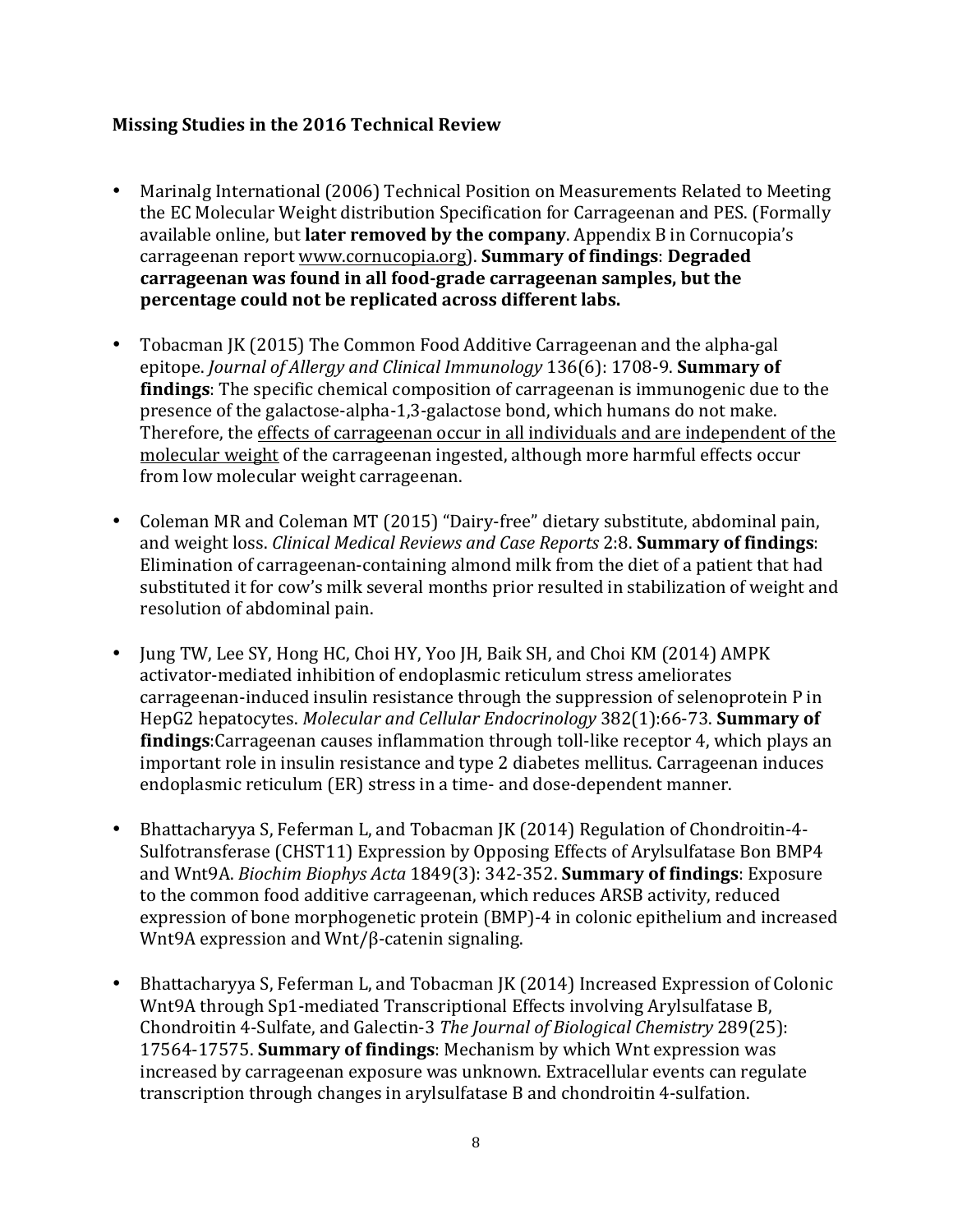**Missing Studies in the 2016 Technical Review**

- Marinalg International (2006) Technical Position on Measurements Related to Meeting the EC Molecular Weight distribution Specification for Carrageenan and PES. (Formally available online, but **later removed by the company**. Appendix B in Cornucopia's carrageenan report www.cornucopia.org). **Summary of findings**: **Degraded carrageenan was found in all food-grade carrageenan samples, but the percentage could not be replicated across different labs.**

- Tobacman JK (2015) The Common Food Additive Carrageenan and the alpha-gal epitope. *Journal of Allergy and Clinical Immunology* 136(6): 1708-9. **Summary of findings**: The specific chemical composition of carrageenan is immunogenic due to the presence of the galactose-alpha-1,3-galactose bond, which humans do not make. Therefore, the effects of carrageenan occur in all individuals and are independent of the molecular weight of the carrageenan ingested, although more harmful effects occur from low molecular weight carrageenan.

- Coleman MR and Coleman MT (2015) "Dairy-free" dietary substitute, abdominal pain, and weight loss. *Clinical Medical Reviews and Case Reports* 2:8. **Summary of findings**: Elimination of carrageenan-containing almond milk from the diet of a patient that had substituted it for cow's milk several months prior resulted in stabilization of weight and resolution of abdominal pain.

- Jung TW, Lee SY, Hong HC, Choi HY, Yoo JH, Baik SH, and Choi KM (2014) AMPK activator-mediated inhibition of endoplasmic reticulum stress ameliorates carrageenan-induced insulin resistance through the suppression of selenoprotein P in HepG2 hepatocytes. *Molecular and Cellular Endocrinology* 382(1):66-73. **Summary of findings**:Carrageenan causes inflammation through toll-like receptor 4, which plays an important role in insulin resistance and type 2 diabetes mellitus. Carrageenan induces endoplasmic reticulum (ER) stress in a time- and dose-dependent manner.

- Bhattacharyya S, Feferman L, and Tobacman JK (2014) Regulation of Chondroitin-4-Sulfotransferase (CHST11) Expression by Opposing Effects of Arylsulfatase Bon BMP4 and Wnt9A. *Biochim Biophys Acta* 1849(3): 342-352. **Summary of findings**: Exposure to the common food additive carrageenan, which reduces ARSB activity, reduced expression of bone morphogenetic protein (BMP)-4 in colonic epithelium and increased Wnt9A expression and Wnt/β-catenin signaling.

- Bhattacharyya S, Feferman L, and Tobacman JK (2014) Increased Expression of Colonic Wnt9A through Sp1-mediated Transcriptional Effects involving Arylsulfatase B, Chondroitin 4-Sulfate, and Galectin-3 *The Journal of Biological Chemistry* 289(25): 17564-17575. **Summary of findings**: Mechanism by which Wnt expression was increased by carrageenan exposure was unknown. Extracellular events can regulate transcription through changes in arylsulfatase B and chondroitin 4-sulfation.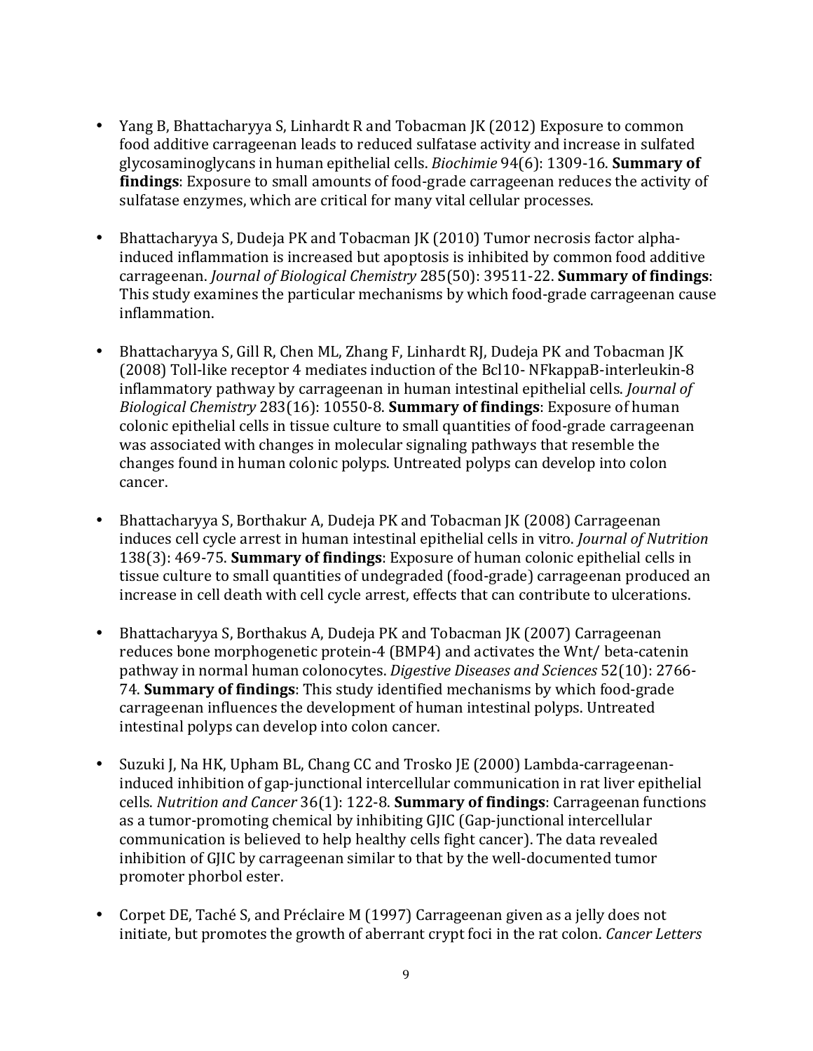- Yang B, Bhattacharyya S, Linhardt R and Tobacman JK (2012) Exposure to common food additive carrageenan leads to reduced sulfatase activity and increase in sulfated glycosaminoglycans in human epithelial cells. *Biochimie* 94(6): 1309-16. **Summary of findings**: Exposure to small amounts of food-grade carrageenan reduces the activity of sulfatase enzymes, which are critical for many vital cellular processes.

- Bhattacharyya S, Dudeja PK and Tobacman JK (2010) Tumor necrosis factor alpha-induced inflammation is increased but apoptosis is inhibited by common food additive carrageenan. *Journal of Biological Chemistry* 285(50): 39511-22. **Summary of findings**: This study examines the particular mechanisms by which food-grade carrageenan cause inflammation.

- Bhattacharyya S, Gill R, Chen ML, Zhang F, Linhardt RJ, Dudeja PK and Tobacman JK (2008) Toll-like receptor 4 mediates induction of the Bcl10- NFkappaB-interleukin-8 inflammatory pathway by carrageenan in human intestinal epithelial cells. *Journal of Biological Chemistry* 283(16): 10550-8. **Summary of findings**: Exposure of human colonic epithelial cells in tissue culture to small quantities of food-grade carrageenan was associated with changes in molecular signaling pathways that resemble the changes found in human colonic polyps. Untreated polyps can develop into colon cancer.

- Bhattacharyya S, Borthakur A, Dudeja PK and Tobacman JK (2008) Carrageenan induces cell cycle arrest in human intestinal epithelial cells in vitro. *Journal of Nutrition* 138(3): 469-75. **Summary of findings**: Exposure of human colonic epithelial cells in tissue culture to small quantities of undegraded (food-grade) carrageenan produced an increase in cell death with cell cycle arrest, effects that can contribute to ulcerations.

- Bhattacharyya S, Borthakus A, Dudeja PK and Tobacman JK (2007) Carrageenan reduces bone morphogenetic protein-4 (BMP4) and activates the Wnt/ beta-catenin pathway in normal human colonocytes. *Digestive Diseases and Sciences* 52(10): 2766-74. **Summary of findings**: This study identified mechanisms by which food-grade carrageenan influences the development of human intestinal polyps. Untreated intestinal polyps can develop into colon cancer.

- Suzuki J, Na HK, Upham BL, Chang CC and Trosko JE (2000) Lambda-carrageenan-induced inhibition of gap-junctional intercellular communication in rat liver epithelial cells. *Nutrition and Cancer* 36(1): 122-8. **Summary of findings**: Carrageenan functions as a tumor-promoting chemical by inhibiting GJIC (Gap-junctional intercellular communication is believed to help healthy cells fight cancer). The data revealed inhibition of GJIC by carrageenan similar to that by the well-documented tumor promoter phorbol ester.

- Corpet DE, Taché S, and Préclaire M (1997) Carrageenan given as a jelly does not initiate, but promotes the growth of aberrant crypt foci in the rat colon. *Cancer Letters*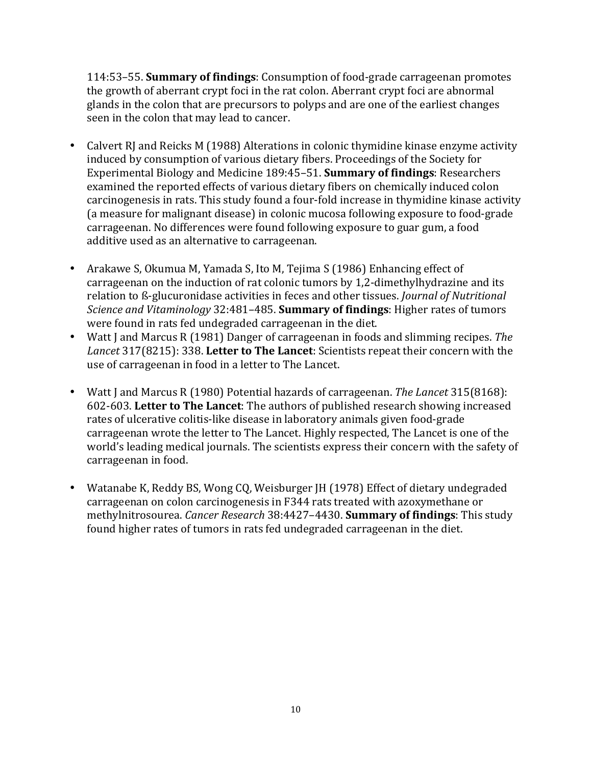114:53–55. **Summary of findings**: Consumption of food-grade carrageenan promotes the growth of aberrant crypt foci in the rat colon. Aberrant crypt foci are abnormal glands in the colon that are precursors to polyps and are one of the earliest changes seen in the colon that may lead to cancer.

- Calvert RJ and Reicks M (1988) Alterations in colonic thymidine kinase enzyme activity induced by consumption of various dietary fibers. Proceedings of the Society for Experimental Biology and Medicine 189:45–51. **Summary of findings**: Researchers examined the reported effects of various dietary fibers on chemically induced colon carcinogenesis in rats. This study found a four-fold increase in thymidine kinase activity (a measure for malignant disease) in colonic mucosa following exposure to food-grade carrageenan. No differences were found following exposure to guar gum, a food additive used as an alternative to carrageenan.

- Arakawe S, Okumua M, Yamada S, Ito M, Tejima S (1986) Enhancing effect of carrageenan on the induction of rat colonic tumors by 1,2-dimethylhydrazine and its relation to ß-glucuronidase activities in feces and other tissues. *Journal of Nutritional Science and Vitaminology* 32:481–485. **Summary of findings**: Higher rates of tumors were found in rats fed undegraded carrageenan in the diet.
- Watt J and Marcus R (1981) Danger of carrageenan in foods and slimming recipes. *The Lancet* 317(8215): 338. **Letter to The Lancet**: Scientists repeat their concern with the use of carrageenan in food in a letter to The Lancet.

- Watt J and Marcus R (1980) Potential hazards of carrageenan. *The Lancet* 315(8168): 602-603. **Letter to The Lancet**: The authors of published research showing increased rates of ulcerative colitis-like disease in laboratory animals given food-grade carrageenan wrote the letter to The Lancet. Highly respected, The Lancet is one of the world's leading medical journals. The scientists express their concern with the safety of carrageenan in food.

- Watanabe K, Reddy BS, Wong CQ, Weisburger JH (1978) Effect of dietary undegraded carrageenan on colon carcinogenesis in F344 rats treated with azoxymethane or methylnitrosourea. *Cancer Research* 38:4427–4430. **Summary of findings**: This study found higher rates of tumors in rats fed undegraded carrageenan in the diet.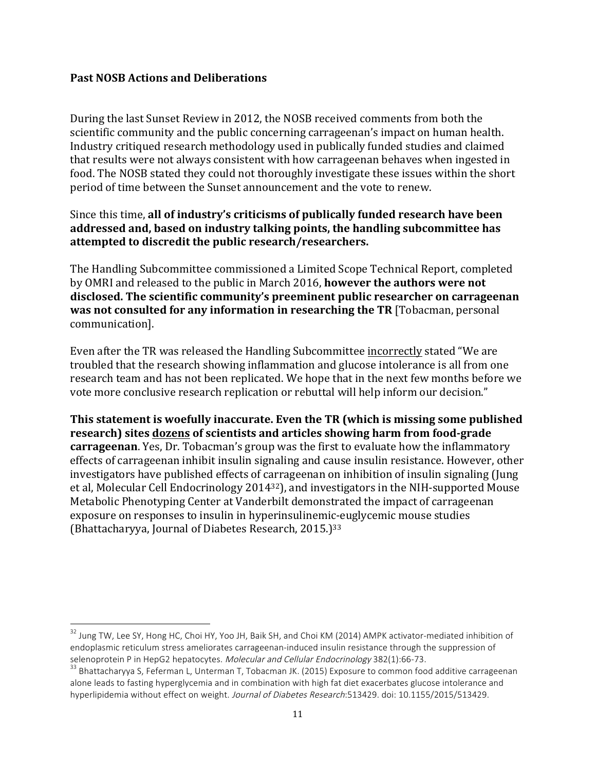**Past NOSB Actions and Deliberations**

During the last Sunset Review in 2012, the NOSB received comments from both the scientific community and the public concerning carrageenan's impact on human health. Industry critiqued research methodology used in publically funded studies and claimed that results were not always consistent with how carrageenan behaves when ingested in food. The NOSB stated they could not thoroughly investigate these issues within the short period of time between the Sunset announcement and the vote to renew.

Since this time, **all of industry's criticisms of publically funded research have been addressed and, based on industry talking points, the handling subcommittee has attempted to discredit the public research/researchers.**

The Handling Subcommittee commissioned a Limited Scope Technical Report, completed by OMRI and released to the public in March 2016, **however the authors were not disclosed. The scientific community's preeminent public researcher on carrageenan was not consulted for any information in researching the TR** [Tobacman, personal communication].

Even after the TR was released the Handling Subcommittee <u>incorrectly</u> stated "We are troubled that the research showing inflammation and glucose intolerance is all from one research team and has not been replicated. We hope that in the next few months before we vote more conclusive research replication or rebuttal will help inform our decision."

**This statement is woefully inaccurate. Even the TR (which is missing some published research) sites <u>dozens</u> of scientists and articles showing harm from food-grade carrageenan**. Yes, Dr. Tobacman's group was the first to evaluate how the inflammatory effects of carrageenan inhibit insulin signaling and cause insulin resistance. However, other investigators have published effects of carrageenan on inhibition of insulin signaling (Jung et al, Molecular Cell Endocrinology 2014[32]), and investigators in the NIH-supported Mouse Metabolic Phenotyping Center at Vanderbilt demonstrated the impact of carrageenan exposure on responses to insulin in hyperinsulinemic-euglycemic mouse studies (Bhattacharyya, Journal of Diabetes Research, 2015.)[33]

---

[32] Jung TW, Lee SY, Hong HC, Choi HY, Yoo JH, Baik SH, and Choi KM (2014) AMPK activator-mediated inhibition of endoplasmic reticulum stress ameliorates carrageenan-induced insulin resistance through the suppression of selenoprotein P in HepG2 hepatocytes. *Molecular and Cellular Endocrinology* 382(1):66-73.

[33] Bhattacharyya S, Feferman L, Unterman T, Tobacman JK. (2015) Exposure to common food additive carrageenan alone leads to fasting hyperglycemia and in combination with high fat diet exacerbates glucose intolerance and hyperlipidemia without effect on weight. *Journal of Diabetes Research*:513429. doi: 10.1155/2015/513429.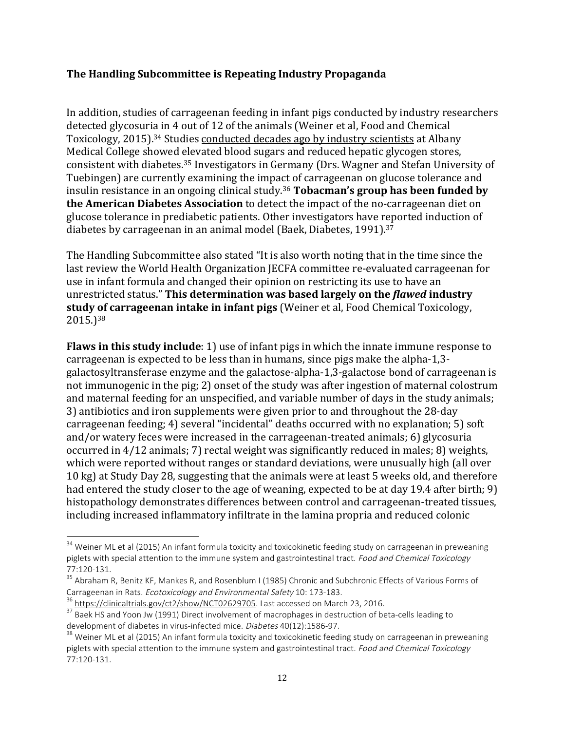**The Handling Subcommittee is Repeating Industry Propaganda**

In addition, studies of carrageenan feeding in infant pigs conducted by industry researchers detected glycosuria in 4 out of 12 of the animals (Weiner et al, Food and Chemical Toxicology, 2015).[34] Studies conducted decades ago by industry scientists at Albany Medical College showed elevated blood sugars and reduced hepatic glycogen stores, consistent with diabetes.[35] Investigators in Germany (Drs. Wagner and Stefan University of Tuebingen) are currently examining the impact of carrageenan on glucose tolerance and insulin resistance in an ongoing clinical study.[36] **Tobacman's group has been funded by the American Diabetes Association** to detect the impact of the no-carrageenan diet on glucose tolerance in prediabetic patients. Other investigators have reported induction of diabetes by carrageenan in an animal model (Baek, Diabetes, 1991).[37]

The Handling Subcommittee also stated "It is also worth noting that in the time since the last review the World Health Organization JECFA committee re-evaluated carrageenan for use in infant formula and changed their opinion on restricting its use to have an unrestricted status." **This determination was based largely on the *flawed* industry study of carrageenan intake in infant pigs** (Weiner et al, Food Chemical Toxicology, 2015.)[38]

**Flaws in this study include**: 1) use of infant pigs in which the innate immune response to carrageenan is expected to be less than in humans, since pigs make the alpha-1,3-galactosyltransferase enzyme and the galactose-alpha-1,3-galactose bond of carrageenan is not immunogenic in the pig; 2) onset of the study was after ingestion of maternal colostrum and maternal feeding for an unspecified, and variable number of days in the study animals; 3) antibiotics and iron supplements were given prior to and throughout the 28-day carrageenan feeding; 4) several "incidental" deaths occurred with no explanation; 5) soft and/or watery feces were increased in the carrageenan-treated animals; 6) glycosuria occurred in 4/12 animals; 7) rectal weight was significantly reduced in males; 8) weights, which were reported without ranges or standard deviations, were unusually high (all over 10 kg) at Study Day 28, suggesting that the animals were at least 5 weeks old, and therefore had entered the study closer to the age of weaning, expected to be at day 19.4 after birth; 9) histopathology demonstrates differences between control and carrageenan-treated tissues, including increased inflammatory infiltrate in the lamina propria and reduced colonic

---

[34] Weiner ML et al (2015) An infant formula toxicity and toxicokinetic feeding study on carrageenan in preweaning piglets with special attention to the immune system and gastrointestinal tract. *Food and Chemical Toxicology* 77:120-131.

[35] Abraham R, Benitz KF, Mankes R, and Rosenblum I (1985) Chronic and Subchronic Effects of Various Forms of Carrageenan in Rats. *Ecotoxicology and Environmental Safety* 10: 173-183.

[36] https://clinicaltrials.gov/ct2/show/NCT02629705. Last accessed on March 23, 2016.

[37] Baek HS and Yoon Jw (1991) Direct involvement of macrophages in destruction of beta-cells leading to development of diabetes in virus-infected mice. *Diabetes* 40(12):1586-97.

[38] Weiner ML et al (2015) An infant formula toxicity and toxicokinetic feeding study on carrageenan in preweaning piglets with special attention to the immune system and gastrointestinal tract. *Food and Chemical Toxicology* 77:120-131.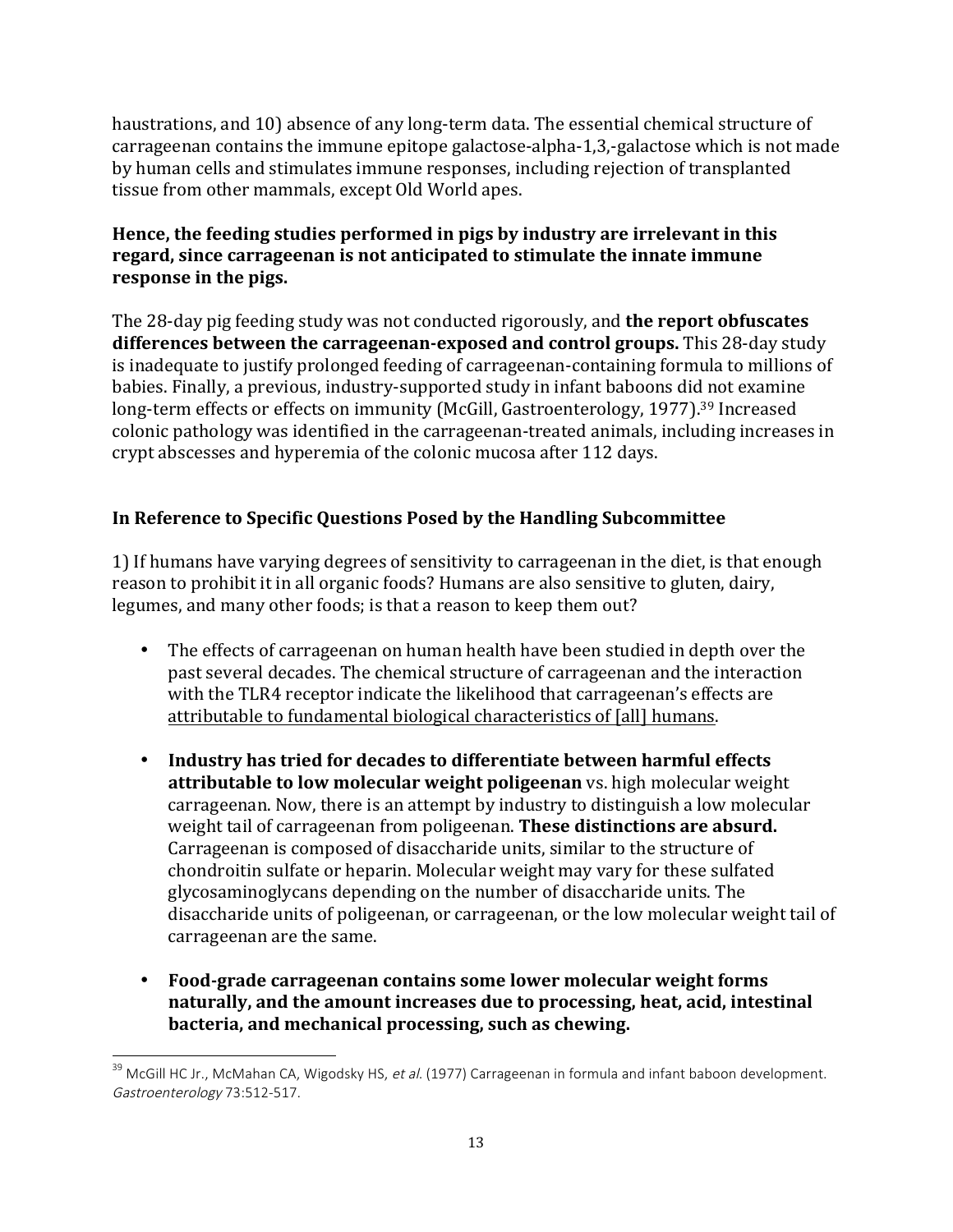haustrations, and 10) absence of any long-term data. The essential chemical structure of carrageenan contains the immune epitope galactose-alpha-1,3,-galactose which is not made by human cells and stimulates immune responses, including rejection of transplanted tissue from other mammals, except Old World apes.

**Hence, the feeding studies performed in pigs by industry are irrelevant in this regard, since carrageenan is not anticipated to stimulate the innate immune response in the pigs.**

The 28-day pig feeding study was not conducted rigorously, and **the report obfuscates differences between the carrageenan-exposed and control groups.** This 28-day study is inadequate to justify prolonged feeding of carrageenan-containing formula to millions of babies. Finally, a previous, industry-supported study in infant baboons did not examine long-term effects or effects on immunity (McGill, Gastroenterology, 1977).[39] Increased colonic pathology was identified in the carrageenan-treated animals, including increases in crypt abscesses and hyperemia of the colonic mucosa after 112 days.

## In Reference to Specific Questions Posed by the Handling Subcommittee

1) If humans have varying degrees of sensitivity to carrageenan in the diet, is that enough reason to prohibit it in all organic foods? Humans are also sensitive to gluten, dairy, legumes, and many other foods; is that a reason to keep them out?

- The effects of carrageenan on human health have been studied in depth over the past several decades. The chemical structure of carrageenan and the interaction with the TLR4 receptor indicate the likelihood that carrageenan's effects are <u>attributable to fundamental biological characteristics of [all] humans</u>.

- **Industry has tried for decades to differentiate between harmful effects attributable to low molecular weight poligeenan** vs. high molecular weight carrageenan. Now, there is an attempt by industry to distinguish a low molecular weight tail of carrageenan from poligeenan. **These distinctions are absurd.** Carrageenan is composed of disaccharide units, similar to the structure of chondroitin sulfate or heparin. Molecular weight may vary for these sulfated glycosaminoglycans depending on the number of disaccharide units. The disaccharide units of poligeenan, or carrageenan, or the low molecular weight tail of carrageenan are the same.

- **Food-grade carrageenan contains some lower molecular weight forms naturally, and the amount increases due to processing, heat, acid, intestinal bacteria, and mechanical processing, such as chewing.**

---

[39] McGill HC Jr., McMahan CA, Wigodsky HS, *et al.* (1977) Carrageenan in formula and infant baboon development. *Gastroenterology* 73:512-517.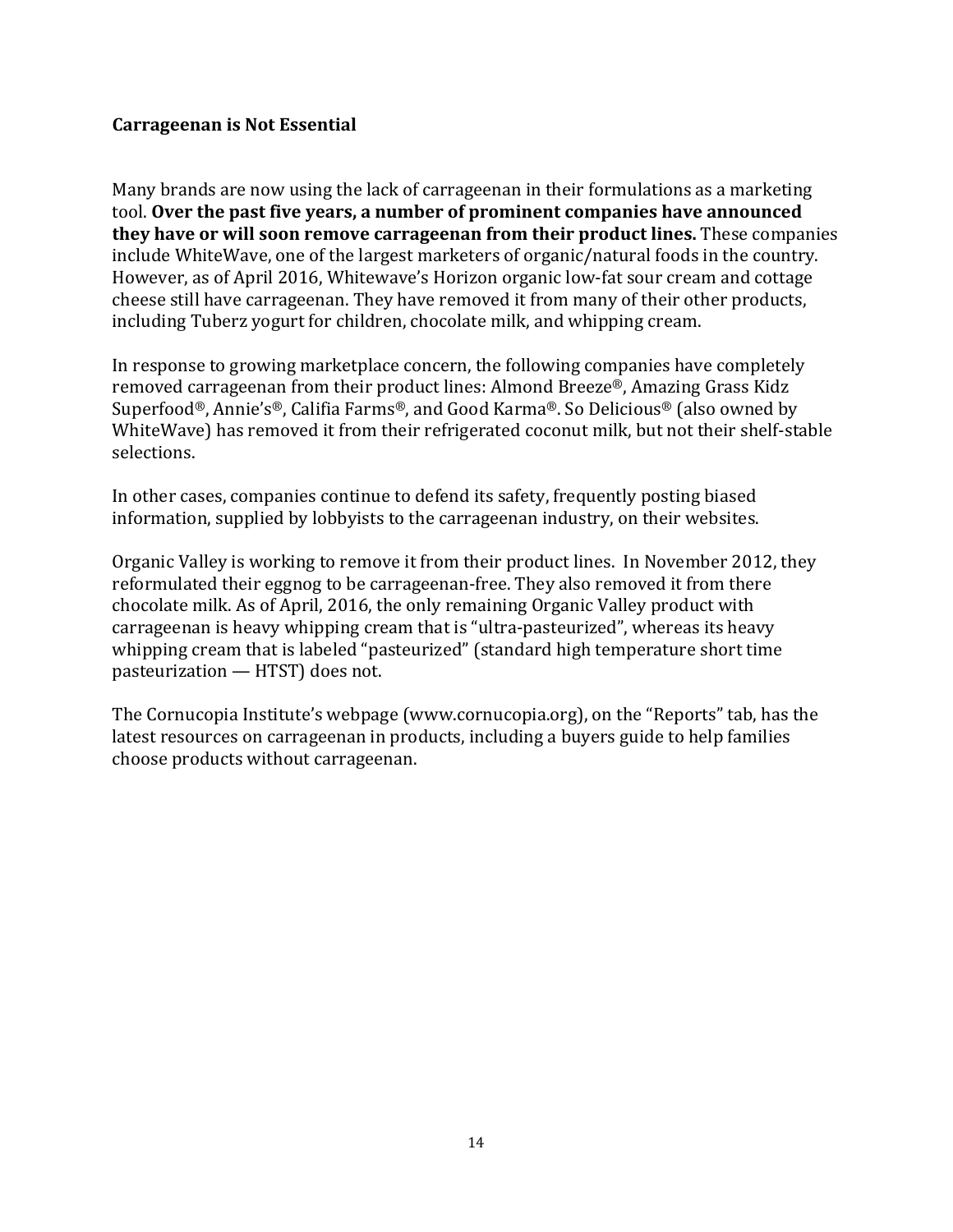**Carrageenan is Not Essential**

Many brands are now using the lack of carrageenan in their formulations as a marketing tool. **Over the past five years, a number of prominent companies have announced they have or will soon remove carrageenan from their product lines.** These companies include WhiteWave, one of the largest marketers of organic/natural foods in the country. However, as of April 2016, Whitewave's Horizon organic low-fat sour cream and cottage cheese still have carrageenan. They have removed it from many of their other products, including Tuberz yogurt for children, chocolate milk, and whipping cream.

In response to growing marketplace concern, the following companies have completely removed carrageenan from their product lines: Almond Breeze®, Amazing Grass Kidz Superfood®, Annie's®, Califia Farms®, and Good Karma®. So Delicious® (also owned by WhiteWave) has removed it from their refrigerated coconut milk, but not their shelf-stable selections.

In other cases, companies continue to defend its safety, frequently posting biased information, supplied by lobbyists to the carrageenan industry, on their websites.

Organic Valley is working to remove it from their product lines. In November 2012, they reformulated their eggnog to be carrageenan-free. They also removed it from there chocolate milk. As of April, 2016, the only remaining Organic Valley product with carrageenan is heavy whipping cream that is "ultra-pasteurized", whereas its heavy whipping cream that is labeled "pasteurized" (standard high temperature short time pasteurization — HTST) does not.

The Cornucopia Institute's webpage (www.cornucopia.org), on the "Reports" tab, has the latest resources on carrageenan in products, including a buyers guide to help families choose products without carrageenan.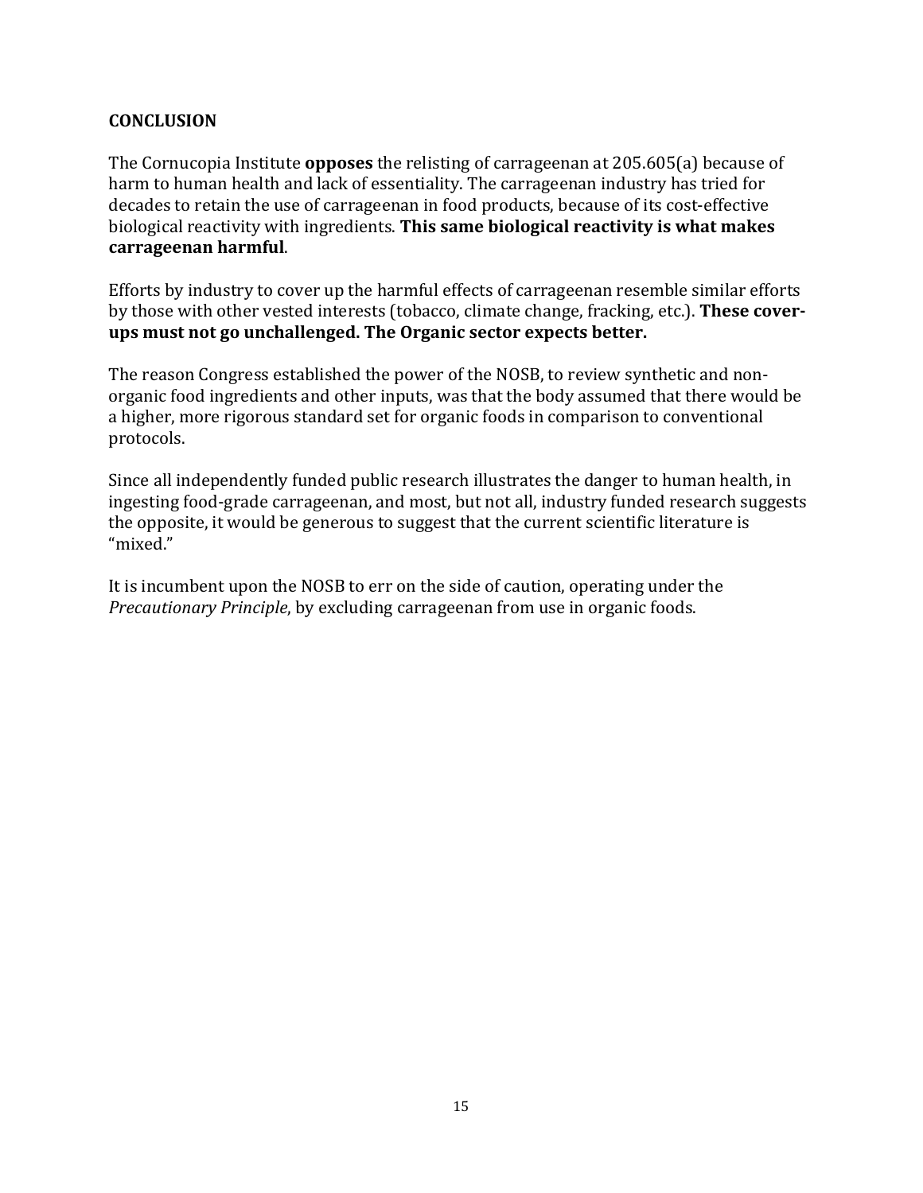## CONCLUSION

The Cornucopia Institute **opposes** the relisting of carrageenan at 205.605(a) because of harm to human health and lack of essentiality. The carrageenan industry has tried for decades to retain the use of carrageenan in food products, because of its cost-effective biological reactivity with ingredients. **This same biological reactivity is what makes carrageenan harmful**.

Efforts by industry to cover up the harmful effects of carrageenan resemble similar efforts by those with other vested interests (tobacco, climate change, fracking, etc.). **These cover-ups must not go unchallenged. The Organic sector expects better.**

The reason Congress established the power of the NOSB, to review synthetic and non-organic food ingredients and other inputs, was that the body assumed that there would be a higher, more rigorous standard set for organic foods in comparison to conventional protocols.

Since all independently funded public research illustrates the danger to human health, in ingesting food-grade carrageenan, and most, but not all, industry funded research suggests the opposite, it would be generous to suggest that the current scientific literature is "mixed."

It is incumbent upon the NOSB to err on the side of caution, operating under the *Precautionary Principle*, by excluding carrageenan from use in organic foods.